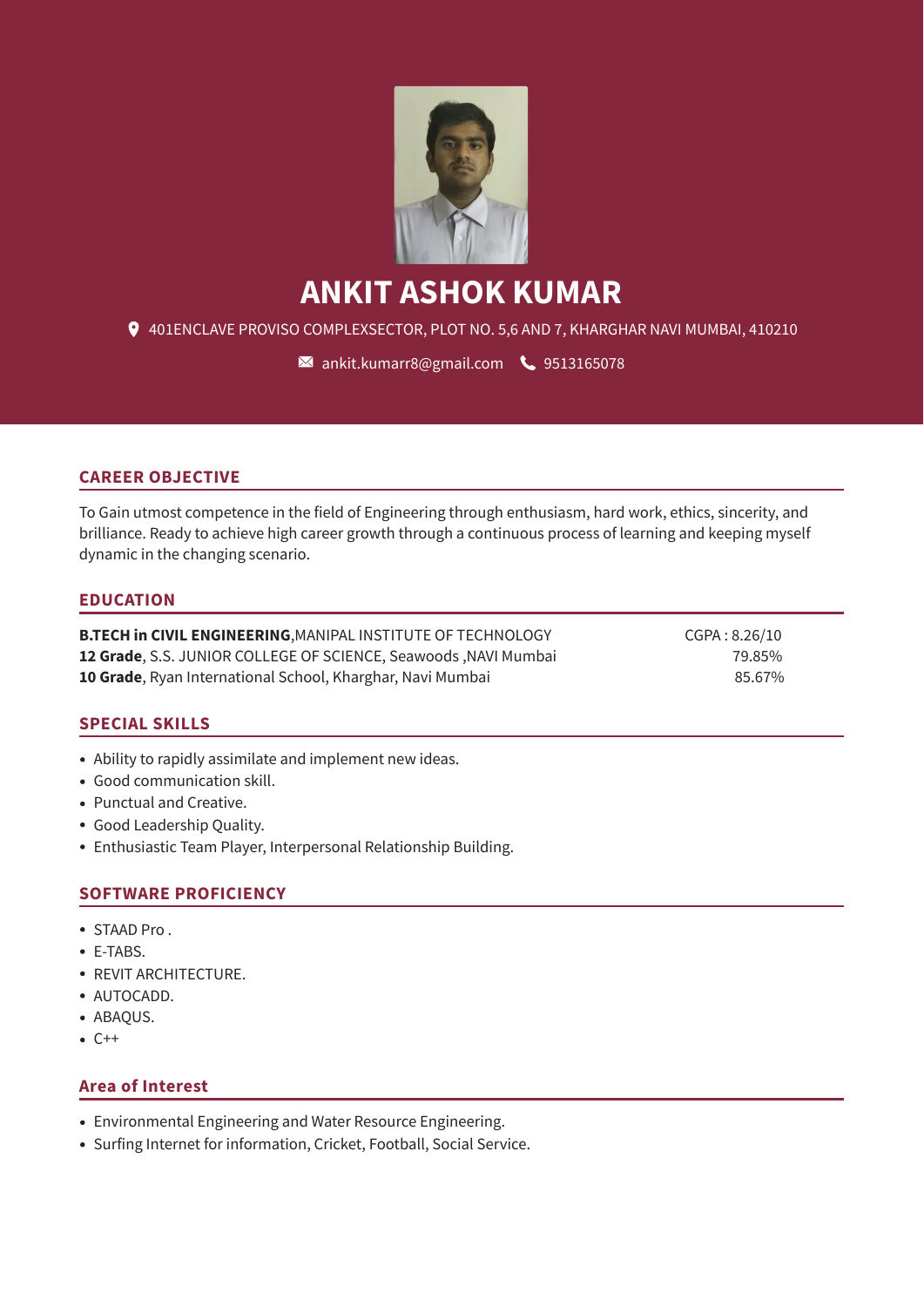# ANKIT ASHOK KUMAR

401ENCLAVE PROVISO COMPLEXSECTOR, PLOT NO. 5,6 AND 7, KHARGHAR NAVI MUMBAI, 410210

ankit.kumarr8@gmail.com 9513165078

## CAREER OBJECTIVE

To Gain utmost competence in the field of Engineering through enthusiasm, hard work, ethics, sincerity, and brilliance. Ready to achieve high career growth through a continuous process of learning and keeping myself dynamic in the changing scenario.

## EDUCATION

| | |
|---|---|
| **B.TECH in CIVIL ENGINEERING**,MANIPAL INSTITUTE OF TECHNOLOGY | CGPA : 8.26/10 |
| **12 Grade**, S.S. JUNIOR COLLEGE OF SCIENCE, Seawoods ,NAVI Mumbai | 79.85% |
| **10 Grade**, Ryan International School, Kharghar, Navi Mumbai | 85.67% |

## SPECIAL SKILLS

- Ability to rapidly assimilate and implement new ideas.
- Good communication skill.
- Punctual and Creative.
- Good Leadership Quality.
- Enthusiastic Team Player, Interpersonal Relationship Building.

## SOFTWARE PROFICIENCY

- STAAD Pro .
- E-TABS.
- REVIT ARCHITECTURE.
- AUTOCADD.
- ABAQUS.
- C++

## Area of Interest

- Environmental Engineering and Water Resource Engineering.
- Surfing Internet for information, Cricket, Football, Social Service.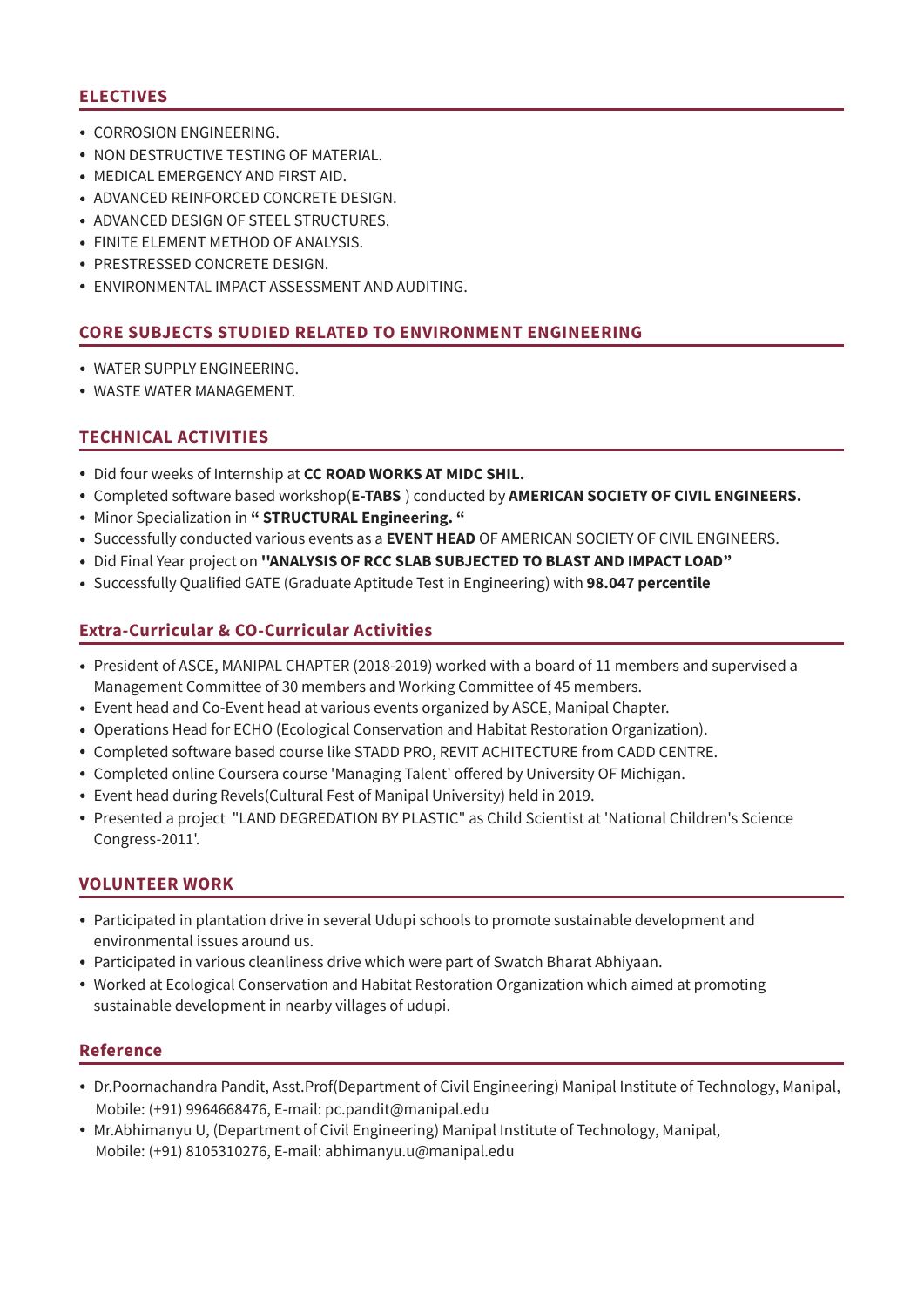## ELECTIVES

- CORROSION ENGINEERING.
- NON DESTRUCTIVE TESTING OF MATERIAL.
- MEDICAL EMERGENCY AND FIRST AID.
- ADVANCED REINFORCED CONCRETE DESIGN.
- ADVANCED DESIGN OF STEEL STRUCTURES.
- FINITE ELEMENT METHOD OF ANALYSIS.
- PRESTRESSED CONCRETE DESIGN.
- ENVIRONMENTAL IMPACT ASSESSMENT AND AUDITING.

## CORE SUBJECTS STUDIED RELATED TO ENVIRONMENT ENGINEERING

- WATER SUPPLY ENGINEERING.
- WASTE WATER MANAGEMENT.

## TECHNICAL ACTIVITIES

- Did four weeks of Internship at **CC ROAD WORKS AT MIDC SHIL.**
- Completed software based workshop(**E-TABS** ) conducted by **AMERICAN SOCIETY OF CIVIL ENGINEERS.**
- Minor Specialization in **" STRUCTURAL Engineering. "**
- Successfully conducted various events as a **EVENT HEAD** OF AMERICAN SOCIETY OF CIVIL ENGINEERS.
- Did Final Year project on **''ANALYSIS OF RCC SLAB SUBJECTED TO BLAST AND IMPACT LOAD"**
- Successfully Qualified GATE (Graduate Aptitude Test in Engineering) with **98.047 percentile**

## Extra-Curricular & CO-Curricular Activities

- President of ASCE, MANIPAL CHAPTER (2018-2019) worked with a board of 11 members and supervised a Management Committee of 30 members and Working Committee of 45 members.
- Event head and Co-Event head at various events organized by ASCE, Manipal Chapter.
- Operations Head for ECHO (Ecological Conservation and Habitat Restoration Organization).
- Completed software based course like STADD PRO, REVIT ACHITECTURE from CADD CENTRE.
- Completed online Coursera course 'Managing Talent' offered by University OF Michigan.
- Event head during Revels(Cultural Fest of Manipal University) held in 2019.
- Presented a project "LAND DEGREDATION BY PLASTIC" as Child Scientist at 'National Children's Science Congress-2011'.

## VOLUNTEER WORK

- Participated in plantation drive in several Udupi schools to promote sustainable development and environmental issues around us.
- Participated in various cleanliness drive which were part of Swatch Bharat Abhiyaan.
- Worked at Ecological Conservation and Habitat Restoration Organization which aimed at promoting sustainable development in nearby villages of udupi.

## Reference

- Dr.Poornachandra Pandit, Asst.Prof(Department of Civil Engineering) Manipal Institute of Technology, Manipal, Mobile: (+91) 9964668476, E-mail: pc.pandit@manipal.edu
- Mr.Abhimanyu U, (Department of Civil Engineering) Manipal Institute of Technology, Manipal, Mobile: (+91) 8105310276, E-mail: abhimanyu.u@manipal.edu